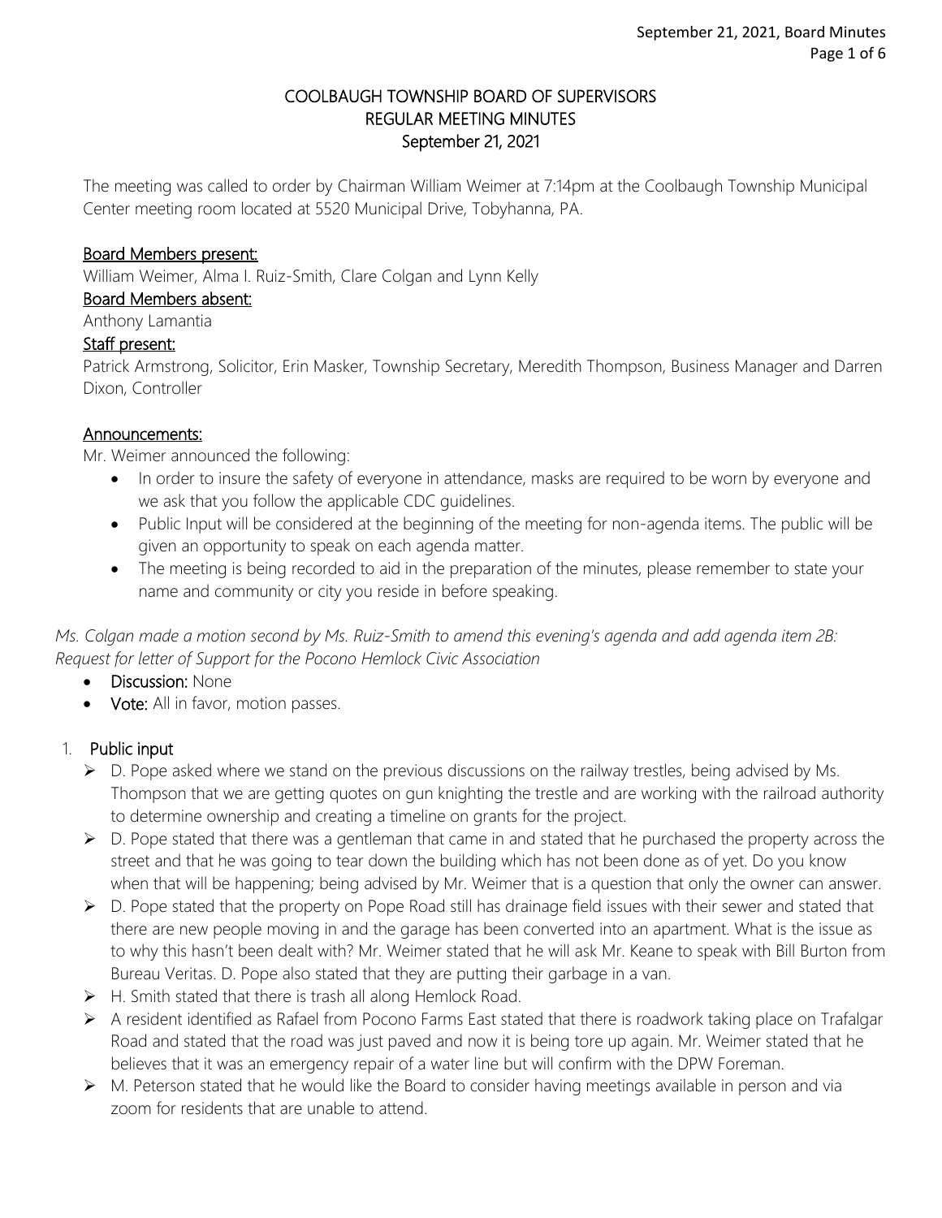# COOLBAUGH TOWNSHIP BOARD OF SUPERVISORS
## REGULAR MEETING MINUTES
### September 21, 2021

The meeting was called to order by Chairman William Weimer at 7:14pm at the Coolbaugh Township Municipal Center meeting room located at 5520 Municipal Drive, Tobyhanna, PA.

**Board Members present:**
William Weimer, Alma I. Ruiz-Smith, Clare Colgan and Lynn Kelly

**Board Members absent:**
Anthony Lamantia

**Staff present:**
Patrick Armstrong, Solicitor, Erin Masker, Township Secretary, Meredith Thompson, Business Manager and Darren Dixon, Controller

**Announcements:**
Mr. Weimer announced the following:

- In order to insure the safety of everyone in attendance, masks are required to be worn by everyone and we ask that you follow the applicable CDC guidelines.
- Public Input will be considered at the beginning of the meeting for non-agenda items. The public will be given an opportunity to speak on each agenda matter.
- The meeting is being recorded to aid in the preparation of the minutes, please remember to state your name and community or city you reside in before speaking.

*Ms. Colgan made a motion second by Ms. Ruiz-Smith to amend this evening's agenda and add agenda item 2B: Request for letter of Support for the Pocono Hemlock Civic Association*

- **Discussion:** None
- **Vote:** All in favor, motion passes.

1. **Public input**
   - D. Pope asked where we stand on the previous discussions on the railway trestles, being advised by Ms. Thompson that we are getting quotes on gun knighting the trestle and are working with the railroad authority to determine ownership and creating a timeline on grants for the project.
   - D. Pope stated that there was a gentleman that came in and stated that he purchased the property across the street and that he was going to tear down the building which has not been done as of yet. Do you know when that will be happening; being advised by Mr. Weimer that is a question that only the owner can answer.
   - D. Pope stated that the property on Pope Road still has drainage field issues with their sewer and stated that there are new people moving in and the garage has been converted into an apartment. What is the issue as to why this hasn't been dealt with? Mr. Weimer stated that he will ask Mr. Keane to speak with Bill Burton from Bureau Veritas. D. Pope also stated that they are putting their garbage in a van.
   - H. Smith stated that there is trash all along Hemlock Road.
   - A resident identified as Rafael from Pocono Farms East stated that there is roadwork taking place on Trafalgar Road and stated that the road was just paved and now it is being tore up again. Mr. Weimer stated that he believes that it was an emergency repair of a water line but will confirm with the DPW Foreman.
   - M. Peterson stated that he would like the Board to consider having meetings available in person and via zoom for residents that are unable to attend.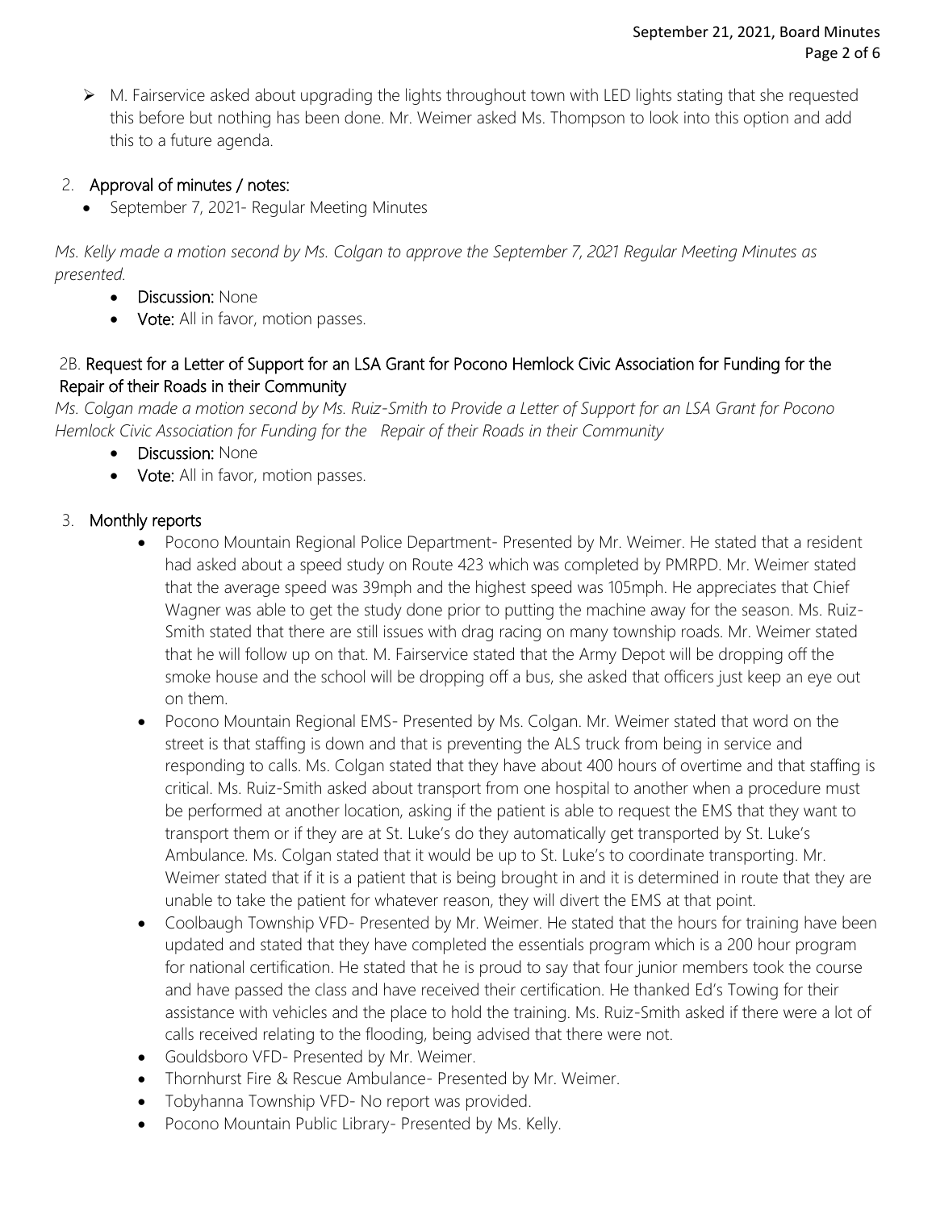- M. Fairservice asked about upgrading the lights throughout town with LED lights stating that she requested this before but nothing has been done. Mr. Weimer asked Ms. Thompson to look into this option and add this to a future agenda.

2. **Approval of minutes / notes:**
   - September 7, 2021- Regular Meeting Minutes

*Ms. Kelly made a motion second by Ms. Colgan to approve the September 7, 2021 Regular Meeting Minutes as presented.*

- **Discussion:** None
- **Vote:** All in favor, motion passes.

2B. **Request for a Letter of Support for an LSA Grant for Pocono Hemlock Civic Association for Funding for the Repair of their Roads in their Community**

*Ms. Colgan made a motion second by Ms. Ruiz-Smith to Provide a Letter of Support for an LSA Grant for Pocono Hemlock Civic Association for Funding for the Repair of their Roads in their Community*

- **Discussion:** None
- **Vote:** All in favor, motion passes.

3. **Monthly reports**
   - Pocono Mountain Regional Police Department- Presented by Mr. Weimer. He stated that a resident had asked about a speed study on Route 423 which was completed by PMRPD. Mr. Weimer stated that the average speed was 39mph and the highest speed was 105mph. He appreciates that Chief Wagner was able to get the study done prior to putting the machine away for the season. Ms. Ruiz-Smith stated that there are still issues with drag racing on many township roads. Mr. Weimer stated that he will follow up on that. M. Fairservice stated that the Army Depot will be dropping off the smoke house and the school will be dropping off a bus, she asked that officers just keep an eye out on them.
   - Pocono Mountain Regional EMS- Presented by Ms. Colgan. Mr. Weimer stated that word on the street is that staffing is down and that is preventing the ALS truck from being in service and responding to calls. Ms. Colgan stated that they have about 400 hours of overtime and that staffing is critical. Ms. Ruiz-Smith asked about transport from one hospital to another when a procedure must be performed at another location, asking if the patient is able to request the EMS that they want to transport them or if they are at St. Luke's do they automatically get transported by St. Luke's Ambulance. Ms. Colgan stated that it would be up to St. Luke's to coordinate transporting. Mr. Weimer stated that if it is a patient that is being brought in and it is determined in route that they are unable to take the patient for whatever reason, they will divert the EMS at that point.
   - Coolbaugh Township VFD- Presented by Mr. Weimer. He stated that the hours for training have been updated and stated that they have completed the essentials program which is a 200 hour program for national certification. He stated that he is proud to say that four junior members took the course and have passed the class and have received their certification. He thanked Ed's Towing for their assistance with vehicles and the place to hold the training. Ms. Ruiz-Smith asked if there were a lot of calls received relating to the flooding, being advised that there were not.
   - Gouldsboro VFD- Presented by Mr. Weimer.
   - Thornhurst Fire & Rescue Ambulance- Presented by Mr. Weimer.
   - Tobyhanna Township VFD- No report was provided.
   - Pocono Mountain Public Library- Presented by Ms. Kelly.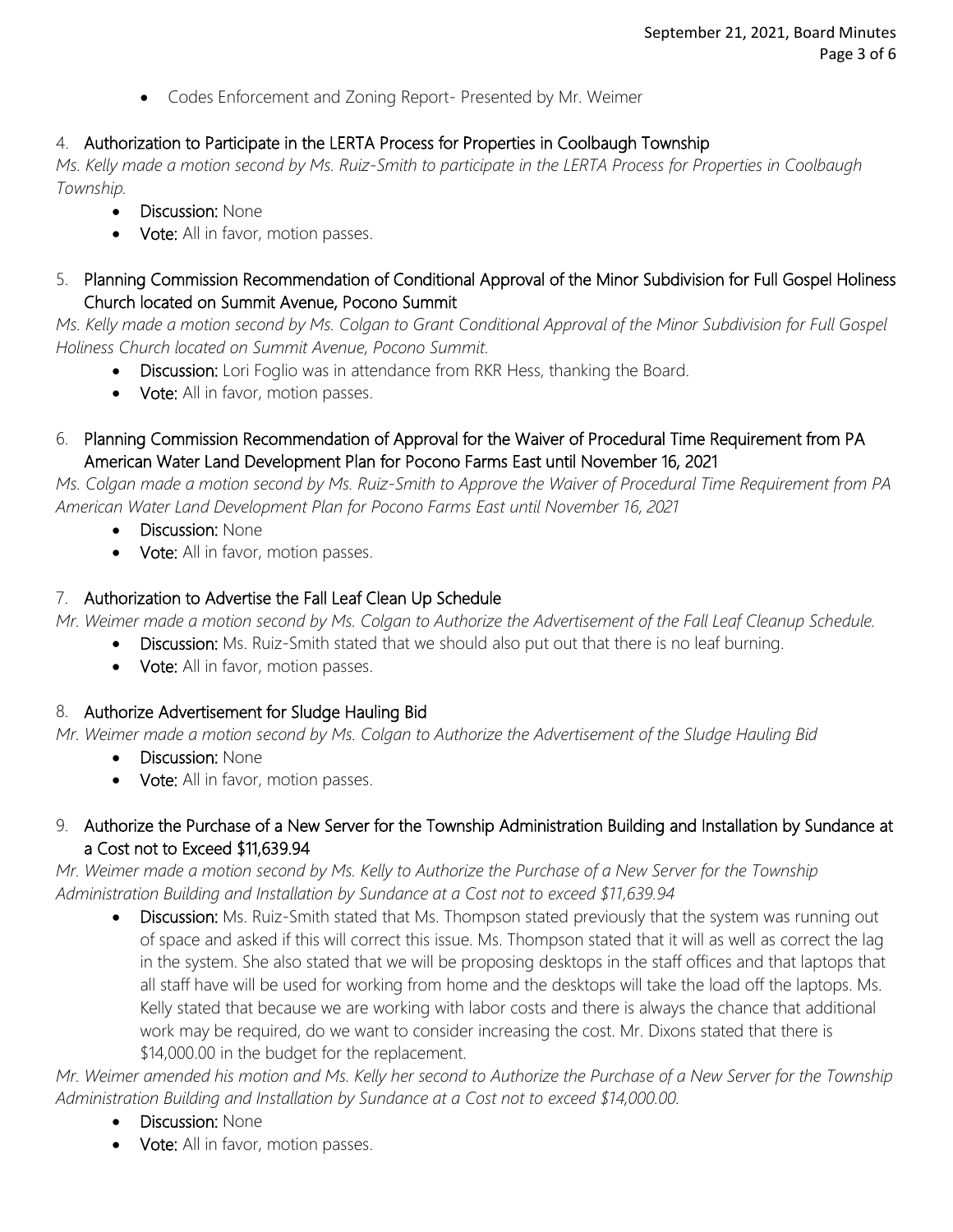- Codes Enforcement and Zoning Report- Presented by Mr. Weimer

4. **Authorization to Participate in the LERTA Process for Properties in Coolbaugh Township**

*Ms. Kelly made a motion second by Ms. Ruiz-Smith to participate in the LERTA Process for Properties in Coolbaugh Township.*

- **Discussion:** None
- **Vote:** All in favor, motion passes.

5. **Planning Commission Recommendation of Conditional Approval of the Minor Subdivision for Full Gospel Holiness Church located on Summit Avenue, Pocono Summit**

*Ms. Kelly made a motion second by Ms. Colgan to Grant Conditional Approval of the Minor Subdivision for Full Gospel Holiness Church located on Summit Avenue, Pocono Summit.*

- **Discussion:** Lori Foglio was in attendance from RKR Hess, thanking the Board.
- **Vote:** All in favor, motion passes.

6. **Planning Commission Recommendation of Approval for the Waiver of Procedural Time Requirement from PA American Water Land Development Plan for Pocono Farms East until November 16, 2021**

*Ms. Colgan made a motion second by Ms. Ruiz-Smith to Approve the Waiver of Procedural Time Requirement from PA American Water Land Development Plan for Pocono Farms East until November 16, 2021*

- **Discussion:** None
- **Vote:** All in favor, motion passes.

7. **Authorization to Advertise the Fall Leaf Clean Up Schedule**

*Mr. Weimer made a motion second by Ms. Colgan to Authorize the Advertisement of the Fall Leaf Cleanup Schedule.*

- **Discussion:** Ms. Ruiz-Smith stated that we should also put out that there is no leaf burning.
- **Vote:** All in favor, motion passes.

8. **Authorize Advertisement for Sludge Hauling Bid**

*Mr. Weimer made a motion second by Ms. Colgan to Authorize the Advertisement of the Sludge Hauling Bid*

- **Discussion:** None
- **Vote:** All in favor, motion passes.

9. **Authorize the Purchase of a New Server for the Township Administration Building and Installation by Sundance at a Cost not to Exceed $11,639.94**

*Mr. Weimer made a motion second by Ms. Kelly to Authorize the Purchase of a New Server for the Township Administration Building and Installation by Sundance at a Cost not to exceed $11,639.94*

- **Discussion:** Ms. Ruiz-Smith stated that Ms. Thompson stated previously that the system was running out of space and asked if this will correct this issue. Ms. Thompson stated that it will as well as correct the lag in the system. She also stated that we will be proposing desktops in the staff offices and that laptops that all staff have will be used for working from home and the desktops will take the load off the laptops. Ms. Kelly stated that because we are working with labor costs and there is always the chance that additional work may be required, do we want to consider increasing the cost. Mr. Dixons stated that there is $14,000.00 in the budget for the replacement.

*Mr. Weimer amended his motion and Ms. Kelly her second to Authorize the Purchase of a New Server for the Township Administration Building and Installation by Sundance at a Cost not to exceed $14,000.00.*

- **Discussion:** None
- **Vote:** All in favor, motion passes.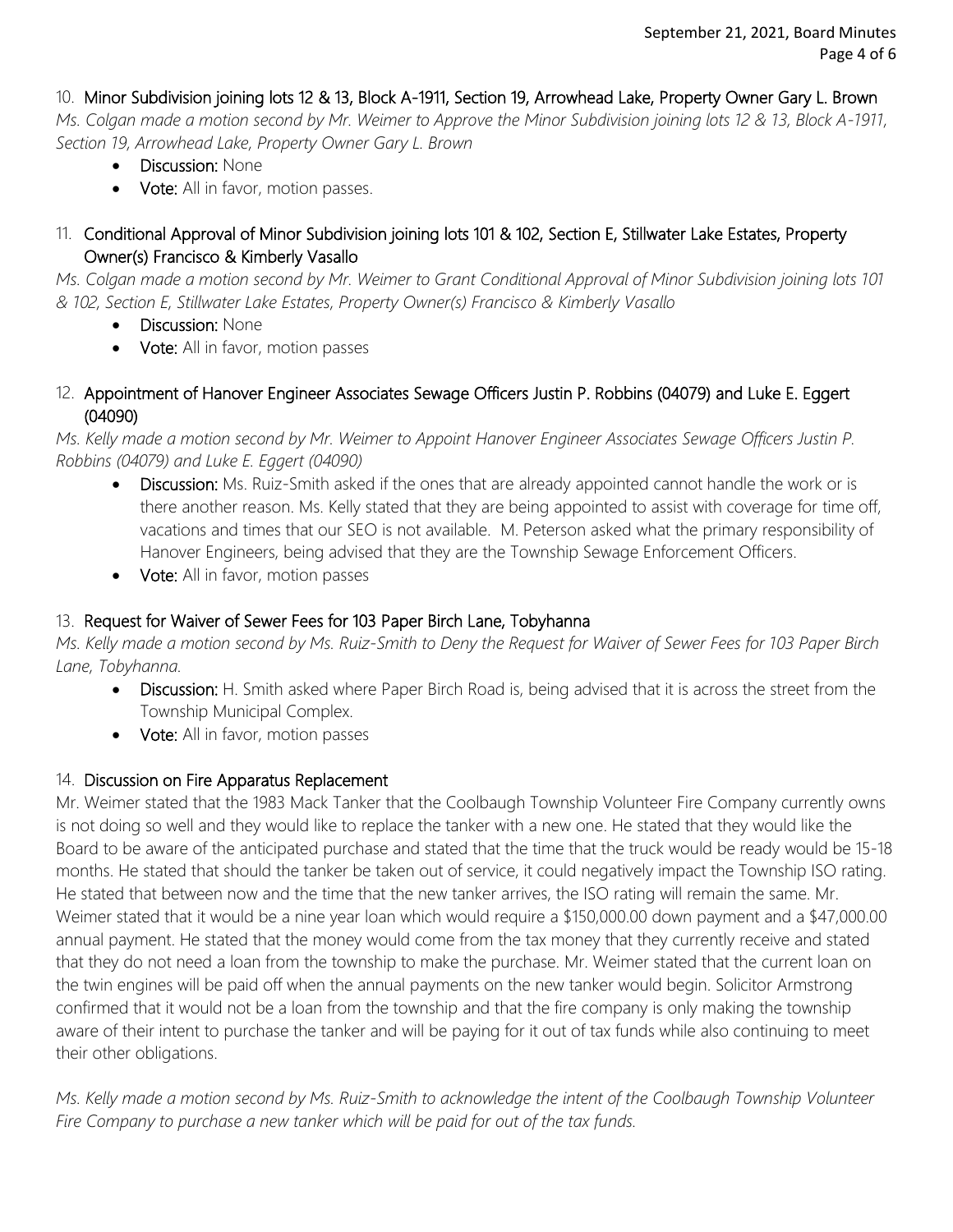10. Minor Subdivision joining lots 12 & 13, Block A-1911, Section 19, Arrowhead Lake, Property Owner Gary L. Brown

*Ms. Colgan made a motion second by Mr. Weimer to Approve the Minor Subdivision joining lots 12 & 13, Block A-1911, Section 19, Arrowhead Lake, Property Owner Gary L. Brown*

- **Discussion:** None
- **Vote:** All in favor, motion passes.

11. Conditional Approval of Minor Subdivision joining lots 101 & 102, Section E, Stillwater Lake Estates, Property Owner(s) Francisco & Kimberly Vasallo

*Ms. Colgan made a motion second by Mr. Weimer to Grant Conditional Approval of Minor Subdivision joining lots 101 & 102, Section E, Stillwater Lake Estates, Property Owner(s) Francisco & Kimberly Vasallo*

- **Discussion:** None
- **Vote:** All in favor, motion passes

12. Appointment of Hanover Engineer Associates Sewage Officers Justin P. Robbins (04079) and Luke E. Eggert (04090)

*Ms. Kelly made a motion second by Mr. Weimer to Appoint Hanover Engineer Associates Sewage Officers Justin P. Robbins (04079) and Luke E. Eggert (04090)*

- **Discussion:** Ms. Ruiz-Smith asked if the ones that are already appointed cannot handle the work or is there another reason. Ms. Kelly stated that they are being appointed to assist with coverage for time off, vacations and times that our SEO is not available. M. Peterson asked what the primary responsibility of Hanover Engineers, being advised that they are the Township Sewage Enforcement Officers.
- **Vote:** All in favor, motion passes

13. Request for Waiver of Sewer Fees for 103 Paper Birch Lane, Tobyhanna

*Ms. Kelly made a motion second by Ms. Ruiz-Smith to Deny the Request for Waiver of Sewer Fees for 103 Paper Birch Lane, Tobyhanna.*

- **Discussion:** H. Smith asked where Paper Birch Road is, being advised that it is across the street from the Township Municipal Complex.
- **Vote:** All in favor, motion passes

14. Discussion on Fire Apparatus Replacement

Mr. Weimer stated that the 1983 Mack Tanker that the Coolbaugh Township Volunteer Fire Company currently owns is not doing so well and they would like to replace the tanker with a new one. He stated that they would like the Board to be aware of the anticipated purchase and stated that the time that the truck would be ready would be 15-18 months. He stated that should the tanker be taken out of service, it could negatively impact the Township ISO rating. He stated that between now and the time that the new tanker arrives, the ISO rating will remain the same. Mr. Weimer stated that it would be a nine year loan which would require a $150,000.00 down payment and a $47,000.00 annual payment. He stated that the money would come from the tax money that they currently receive and stated that they do not need a loan from the township to make the purchase. Mr. Weimer stated that the current loan on the twin engines will be paid off when the annual payments on the new tanker would begin. Solicitor Armstrong confirmed that it would not be a loan from the township and that the fire company is only making the township aware of their intent to purchase the tanker and will be paying for it out of tax funds while also continuing to meet their other obligations.

*Ms. Kelly made a motion second by Ms. Ruiz-Smith to acknowledge the intent of the Coolbaugh Township Volunteer Fire Company to purchase a new tanker which will be paid for out of the tax funds.*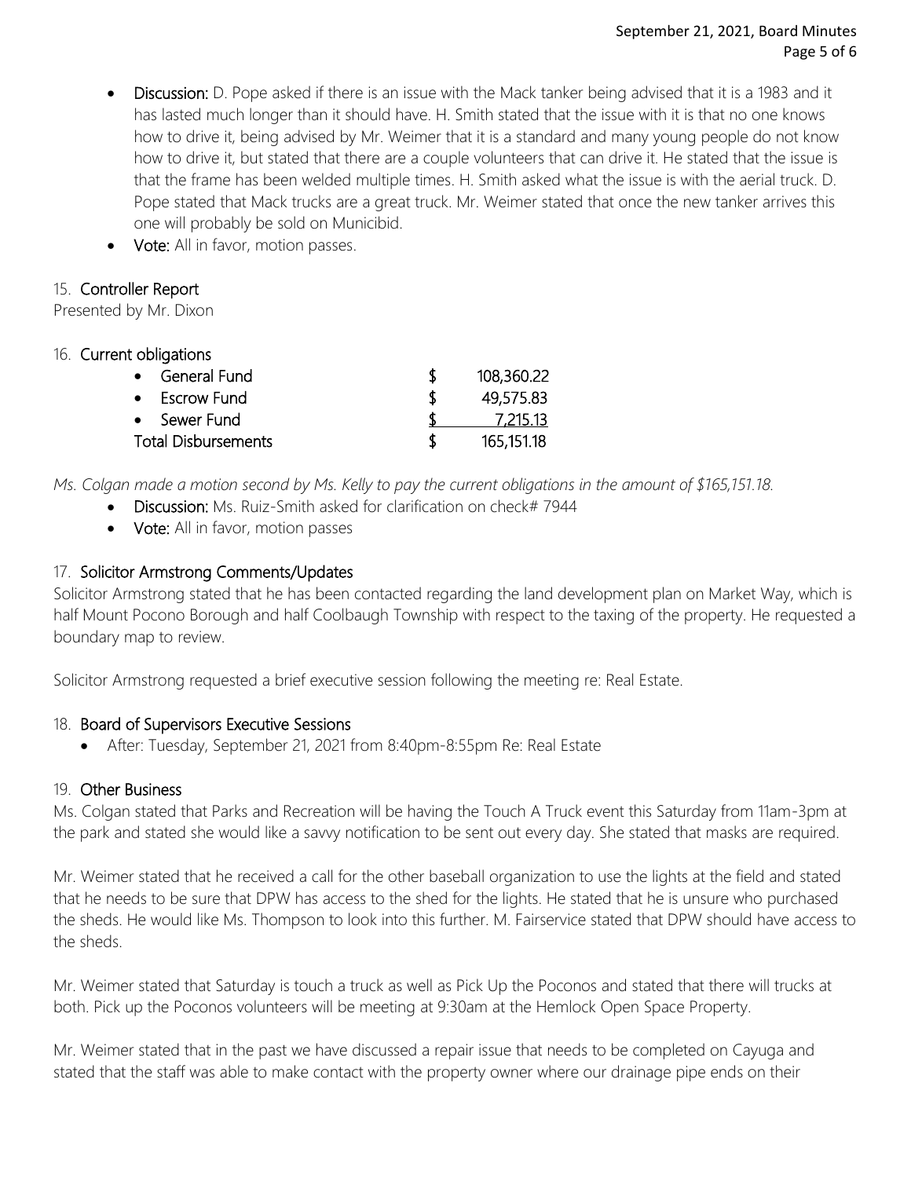- **Discussion:** D. Pope asked if there is an issue with the Mack tanker being advised that it is a 1983 and it has lasted much longer than it should have. H. Smith stated that the issue with it is that no one knows how to drive it, being advised by Mr. Weimer that it is a standard and many young people do not know how to drive it, but stated that there are a couple volunteers that can drive it. He stated that the issue is that the frame has been welded multiple times. H. Smith asked what the issue is with the aerial truck. D. Pope stated that Mack trucks are a great truck. Mr. Weimer stated that once the new tanker arrives this one will probably be sold on Municibid.
- **Vote:** All in favor, motion passes.

15. **Controller Report**

Presented by Mr. Dixon

16. **Current obligations**

| | | |
|---|---|---|
| • General Fund | $ | 108,360.22 |
| • Escrow Fund | $ | 49,575.83 |
| • Sewer Fund | $ | 7,215.13 |
| Total Disbursements | $ | 165,151.18 |

*Ms. Colgan made a motion second by Ms. Kelly to pay the current obligations in the amount of $165,151.18.*

- **Discussion:** Ms. Ruiz-Smith asked for clarification on check# 7944
- **Vote:** All in favor, motion passes

17. **Solicitor Armstrong Comments/Updates**

Solicitor Armstrong stated that he has been contacted regarding the land development plan on Market Way, which is half Mount Pocono Borough and half Coolbaugh Township with respect to the taxing of the property. He requested a boundary map to review.

Solicitor Armstrong requested a brief executive session following the meeting re: Real Estate.

18. **Board of Supervisors Executive Sessions**

- After: Tuesday, September 21, 2021 from 8:40pm-8:55pm Re: Real Estate

19. **Other Business**

Ms. Colgan stated that Parks and Recreation will be having the Touch A Truck event this Saturday from 11am-3pm at the park and stated she would like a savvy notification to be sent out every day. She stated that masks are required.

Mr. Weimer stated that he received a call for the other baseball organization to use the lights at the field and stated that he needs to be sure that DPW has access to the shed for the lights. He stated that he is unsure who purchased the sheds. He would like Ms. Thompson to look into this further. M. Fairservice stated that DPW should have access to the sheds.

Mr. Weimer stated that Saturday is touch a truck as well as Pick Up the Poconos and stated that there will trucks at both. Pick up the Poconos volunteers will be meeting at 9:30am at the Hemlock Open Space Property.

Mr. Weimer stated that in the past we have discussed a repair issue that needs to be completed on Cayuga and stated that the staff was able to make contact with the property owner where our drainage pipe ends on their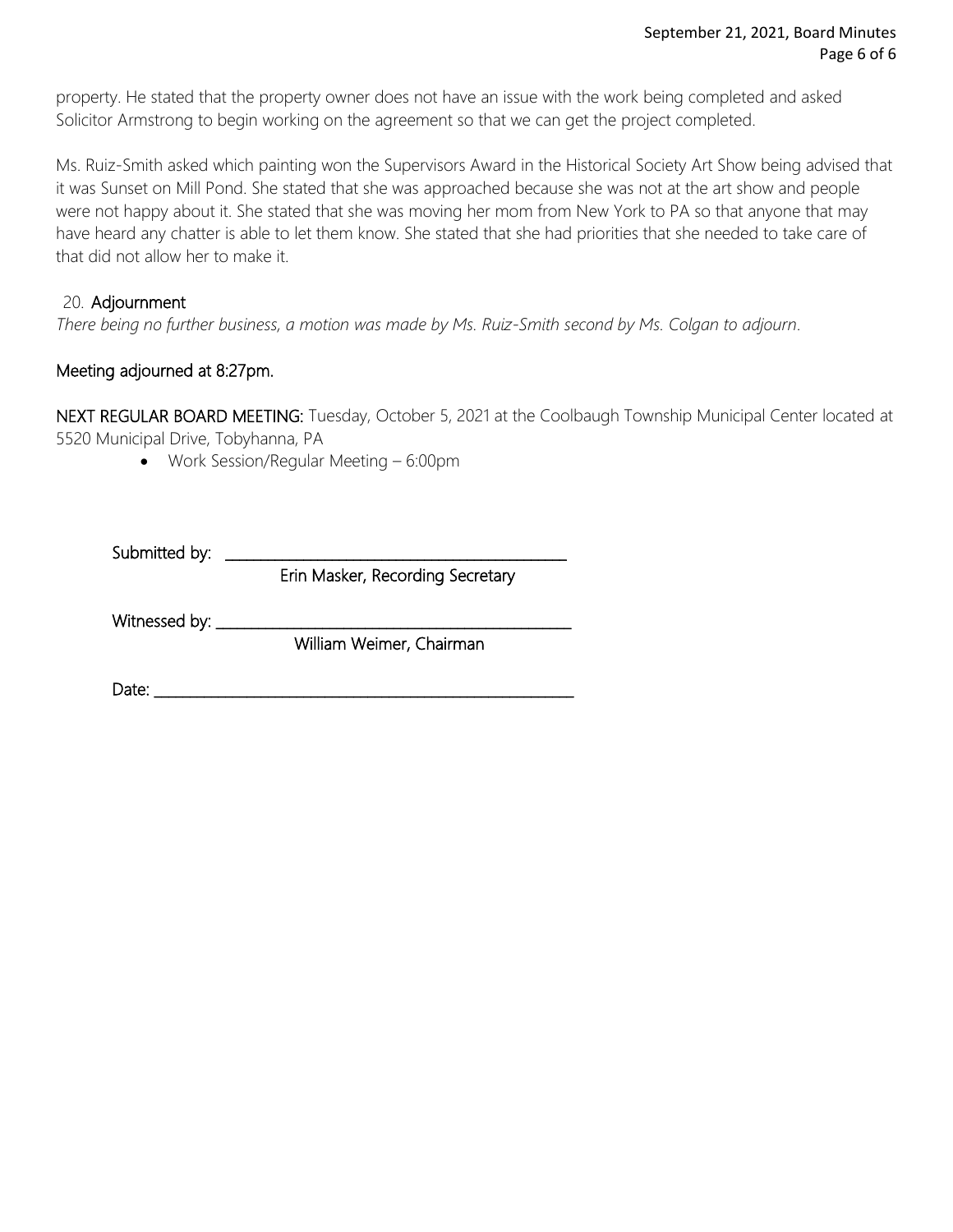property. He stated that the property owner does not have an issue with the work being completed and asked Solicitor Armstrong to begin working on the agreement so that we can get the project completed.

Ms. Ruiz-Smith asked which painting won the Supervisors Award in the Historical Society Art Show being advised that it was Sunset on Mill Pond. She stated that she was approached because she was not at the art show and people were not happy about it. She stated that she was moving her mom from New York to PA so that anyone that may have heard any chatter is able to let them know. She stated that she had priorities that she needed to take care of that did not allow her to make it.

20. **Adjournment**

*There being no further business, a motion was made by Ms. Ruiz-Smith second by Ms. Colgan to adjourn.*

**Meeting adjourned at 8:27pm.**

**NEXT REGULAR BOARD MEETING:** Tuesday, October 5, 2021 at the Coolbaugh Township Municipal Center located at 5520 Municipal Drive, Tobyhanna, PA

- Work Session/Regular Meeting – 6:00pm

Submitted by: ________________________________
Erin Masker, Recording Secretary

Witnessed by: ________________________________
William Weimer, Chairman

Date: ________________________________